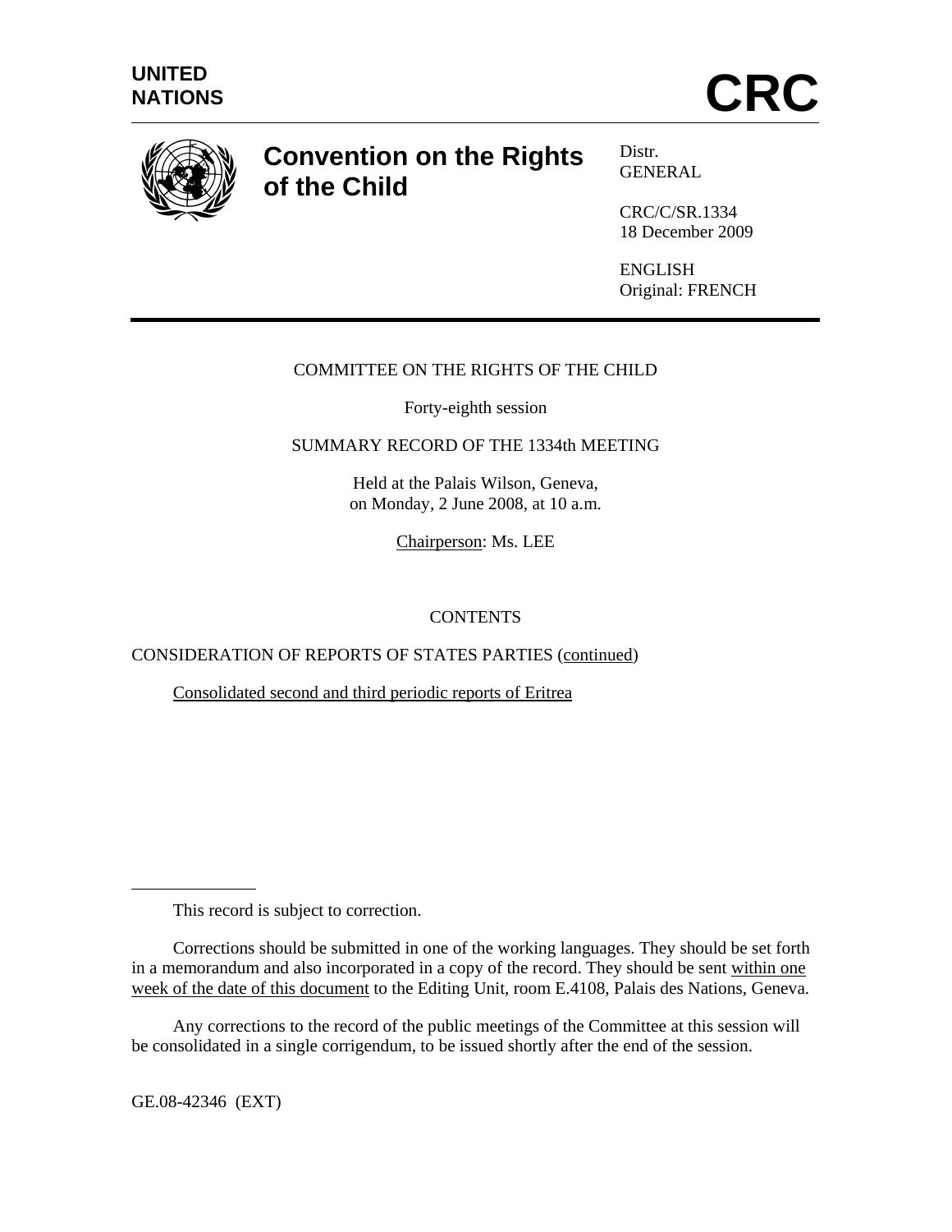UNITED NATIONS

# CRC

## Convention on the Rights of the Child

Distr.
GENERAL

CRC/C/SR.1334
18 December 2009

ENGLISH
Original: FRENCH

COMMITTEE ON THE RIGHTS OF THE CHILD

Forty-eighth session

SUMMARY RECORD OF THE 1334th MEETING

Held at the Palais Wilson, Geneva,
on Monday, 2 June 2008, at 10 a.m.

Chairperson: Ms. LEE

CONTENTS

CONSIDERATION OF REPORTS OF STATES PARTIES (continued)

Consolidated second and third periodic reports of Eritrea

---

This record is subject to correction.

Corrections should be submitted in one of the working languages. They should be set forth in a memorandum and also incorporated in a copy of the record. They should be sent within one week of the date of this document to the Editing Unit, room E.4108, Palais des Nations, Geneva.

Any corrections to the record of the public meetings of the Committee at this session will be consolidated in a single corrigendum, to be issued shortly after the end of the session.

GE.08-42346 (EXT)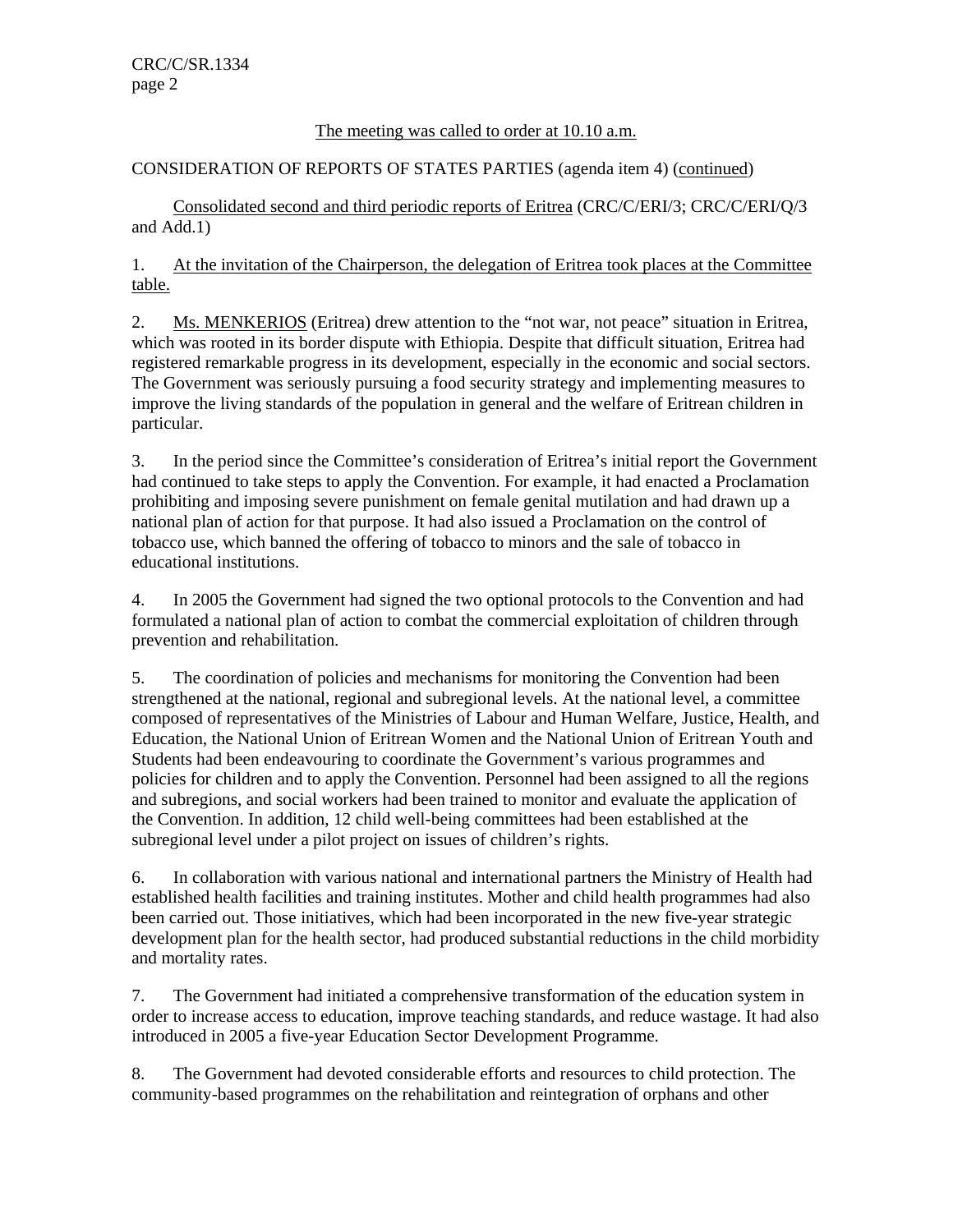The meeting was called to order at 10.10 a.m.

CONSIDERATION OF REPORTS OF STATES PARTIES (agenda item 4) (continued)

Consolidated second and third periodic reports of Eritrea (CRC/C/ERI/3; CRC/C/ERI/Q/3 and Add.1)

1. At the invitation of the Chairperson, the delegation of Eritrea took places at the Committee table.

2. Ms. MENKERIOS (Eritrea) drew attention to the "not war, not peace" situation in Eritrea, which was rooted in its border dispute with Ethiopia. Despite that difficult situation, Eritrea had registered remarkable progress in its development, especially in the economic and social sectors. The Government was seriously pursuing a food security strategy and implementing measures to improve the living standards of the population in general and the welfare of Eritrean children in particular.

3. In the period since the Committee's consideration of Eritrea's initial report the Government had continued to take steps to apply the Convention. For example, it had enacted a Proclamation prohibiting and imposing severe punishment on female genital mutilation and had drawn up a national plan of action for that purpose. It had also issued a Proclamation on the control of tobacco use, which banned the offering of tobacco to minors and the sale of tobacco in educational institutions.

4. In 2005 the Government had signed the two optional protocols to the Convention and had formulated a national plan of action to combat the commercial exploitation of children through prevention and rehabilitation.

5. The coordination of policies and mechanisms for monitoring the Convention had been strengthened at the national, regional and subregional levels. At the national level, a committee composed of representatives of the Ministries of Labour and Human Welfare, Justice, Health, and Education, the National Union of Eritrean Women and the National Union of Eritrean Youth and Students had been endeavouring to coordinate the Government's various programmes and policies for children and to apply the Convention. Personnel had been assigned to all the regions and subregions, and social workers had been trained to monitor and evaluate the application of the Convention. In addition, 12 child well-being committees had been established at the subregional level under a pilot project on issues of children's rights.

6. In collaboration with various national and international partners the Ministry of Health had established health facilities and training institutes. Mother and child health programmes had also been carried out. Those initiatives, which had been incorporated in the new five-year strategic development plan for the health sector, had produced substantial reductions in the child morbidity and mortality rates.

7. The Government had initiated a comprehensive transformation of the education system in order to increase access to education, improve teaching standards, and reduce wastage. It had also introduced in 2005 a five-year Education Sector Development Programme.

8. The Government had devoted considerable efforts and resources to child protection. The community-based programmes on the rehabilitation and reintegration of orphans and other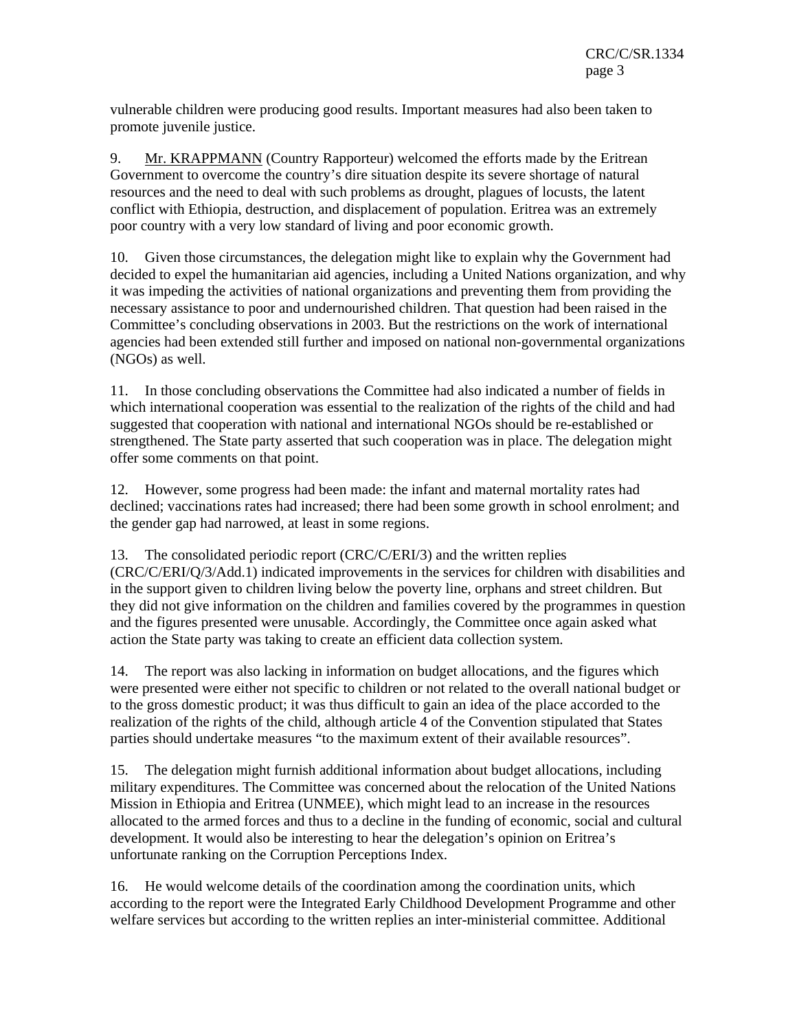vulnerable children were producing good results. Important measures had also been taken to promote juvenile justice.

9. Mr. KRAPPMANN (Country Rapporteur) welcomed the efforts made by the Eritrean Government to overcome the country's dire situation despite its severe shortage of natural resources and the need to deal with such problems as drought, plagues of locusts, the latent conflict with Ethiopia, destruction, and displacement of population. Eritrea was an extremely poor country with a very low standard of living and poor economic growth.

10. Given those circumstances, the delegation might like to explain why the Government had decided to expel the humanitarian aid agencies, including a United Nations organization, and why it was impeding the activities of national organizations and preventing them from providing the necessary assistance to poor and undernourished children. That question had been raised in the Committee's concluding observations in 2003. But the restrictions on the work of international agencies had been extended still further and imposed on national non-governmental organizations (NGOs) as well.

11. In those concluding observations the Committee had also indicated a number of fields in which international cooperation was essential to the realization of the rights of the child and had suggested that cooperation with national and international NGOs should be re-established or strengthened. The State party asserted that such cooperation was in place. The delegation might offer some comments on that point.

12. However, some progress had been made: the infant and maternal mortality rates had declined; vaccinations rates had increased; there had been some growth in school enrolment; and the gender gap had narrowed, at least in some regions.

13. The consolidated periodic report (CRC/C/ERI/3) and the written replies (CRC/C/ERI/Q/3/Add.1) indicated improvements in the services for children with disabilities and in the support given to children living below the poverty line, orphans and street children. But they did not give information on the children and families covered by the programmes in question and the figures presented were unusable. Accordingly, the Committee once again asked what action the State party was taking to create an efficient data collection system.

14. The report was also lacking in information on budget allocations, and the figures which were presented were either not specific to children or not related to the overall national budget or to the gross domestic product; it was thus difficult to gain an idea of the place accorded to the realization of the rights of the child, although article 4 of the Convention stipulated that States parties should undertake measures "to the maximum extent of their available resources".

15. The delegation might furnish additional information about budget allocations, including military expenditures. The Committee was concerned about the relocation of the United Nations Mission in Ethiopia and Eritrea (UNMEE), which might lead to an increase in the resources allocated to the armed forces and thus to a decline in the funding of economic, social and cultural development. It would also be interesting to hear the delegation's opinion on Eritrea's unfortunate ranking on the Corruption Perceptions Index.

16. He would welcome details of the coordination among the coordination units, which according to the report were the Integrated Early Childhood Development Programme and other welfare services but according to the written replies an inter-ministerial committee. Additional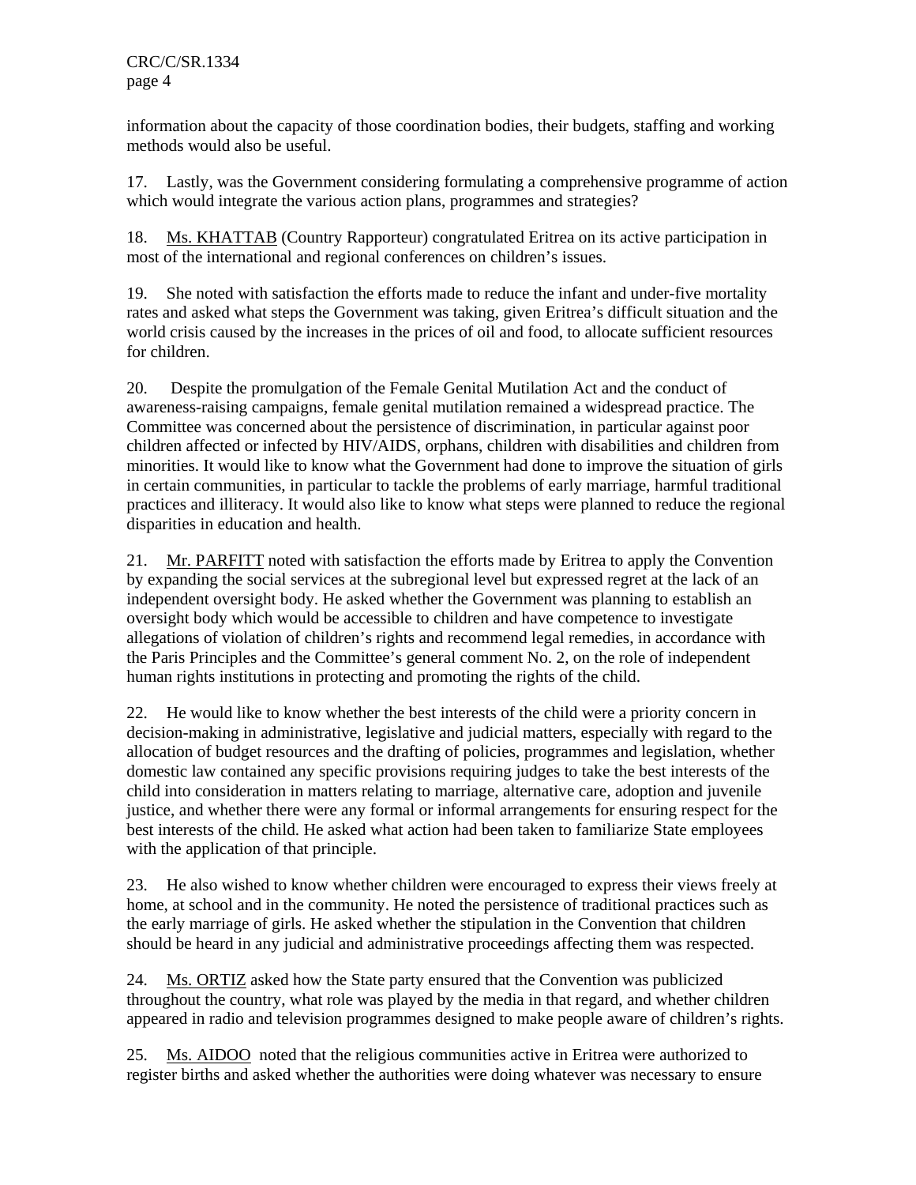information about the capacity of those coordination bodies, their budgets, staffing and working methods would also be useful.

17. Lastly, was the Government considering formulating a comprehensive programme of action which would integrate the various action plans, programmes and strategies?

18. Ms. KHATTAB (Country Rapporteur) congratulated Eritrea on its active participation in most of the international and regional conferences on children's issues.

19. She noted with satisfaction the efforts made to reduce the infant and under-five mortality rates and asked what steps the Government was taking, given Eritrea's difficult situation and the world crisis caused by the increases in the prices of oil and food, to allocate sufficient resources for children.

20. Despite the promulgation of the Female Genital Mutilation Act and the conduct of awareness-raising campaigns, female genital mutilation remained a widespread practice. The Committee was concerned about the persistence of discrimination, in particular against poor children affected or infected by HIV/AIDS, orphans, children with disabilities and children from minorities. It would like to know what the Government had done to improve the situation of girls in certain communities, in particular to tackle the problems of early marriage, harmful traditional practices and illiteracy. It would also like to know what steps were planned to reduce the regional disparities in education and health.

21. Mr. PARFITT noted with satisfaction the efforts made by Eritrea to apply the Convention by expanding the social services at the subregional level but expressed regret at the lack of an independent oversight body. He asked whether the Government was planning to establish an oversight body which would be accessible to children and have competence to investigate allegations of violation of children's rights and recommend legal remedies, in accordance with the Paris Principles and the Committee's general comment No. 2, on the role of independent human rights institutions in protecting and promoting the rights of the child.

22. He would like to know whether the best interests of the child were a priority concern in decision-making in administrative, legislative and judicial matters, especially with regard to the allocation of budget resources and the drafting of policies, programmes and legislation, whether domestic law contained any specific provisions requiring judges to take the best interests of the child into consideration in matters relating to marriage, alternative care, adoption and juvenile justice, and whether there were any formal or informal arrangements for ensuring respect for the best interests of the child. He asked what action had been taken to familiarize State employees with the application of that principle.

23. He also wished to know whether children were encouraged to express their views freely at home, at school and in the community. He noted the persistence of traditional practices such as the early marriage of girls. He asked whether the stipulation in the Convention that children should be heard in any judicial and administrative proceedings affecting them was respected.

24. Ms. ORTIZ asked how the State party ensured that the Convention was publicized throughout the country, what role was played by the media in that regard, and whether children appeared in radio and television programmes designed to make people aware of children's rights.

25. Ms. AIDOO noted that the religious communities active in Eritrea were authorized to register births and asked whether the authorities were doing whatever was necessary to ensure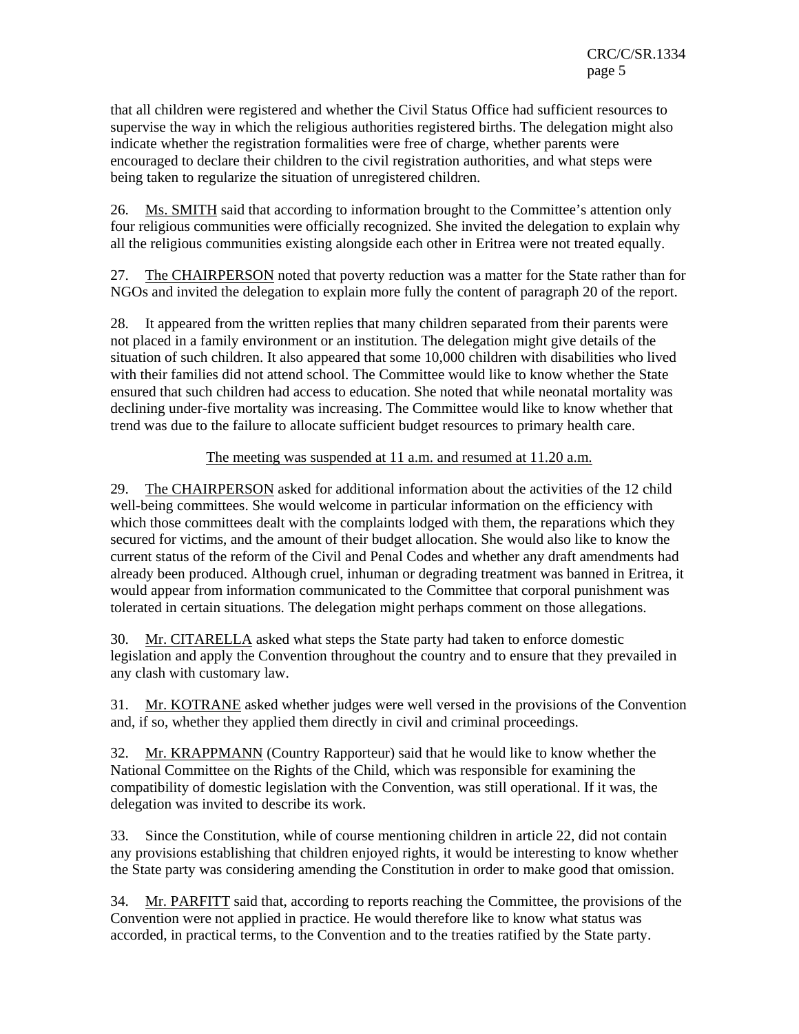that all children were registered and whether the Civil Status Office had sufficient resources to supervise the way in which the religious authorities registered births. The delegation might also indicate whether the registration formalities were free of charge, whether parents were encouraged to declare their children to the civil registration authorities, and what steps were being taken to regularize the situation of unregistered children.

26. Ms. SMITH said that according to information brought to the Committee's attention only four religious communities were officially recognized. She invited the delegation to explain why all the religious communities existing alongside each other in Eritrea were not treated equally.

27. The CHAIRPERSON noted that poverty reduction was a matter for the State rather than for NGOs and invited the delegation to explain more fully the content of paragraph 20 of the report.

28. It appeared from the written replies that many children separated from their parents were not placed in a family environment or an institution. The delegation might give details of the situation of such children. It also appeared that some 10,000 children with disabilities who lived with their families did not attend school. The Committee would like to know whether the State ensured that such children had access to education. She noted that while neonatal mortality was declining under-five mortality was increasing. The Committee would like to know whether that trend was due to the failure to allocate sufficient budget resources to primary health care.

The meeting was suspended at 11 a.m. and resumed at 11.20 a.m.

29. The CHAIRPERSON asked for additional information about the activities of the 12 child well-being committees. She would welcome in particular information on the efficiency with which those committees dealt with the complaints lodged with them, the reparations which they secured for victims, and the amount of their budget allocation. She would also like to know the current status of the reform of the Civil and Penal Codes and whether any draft amendments had already been produced. Although cruel, inhuman or degrading treatment was banned in Eritrea, it would appear from information communicated to the Committee that corporal punishment was tolerated in certain situations. The delegation might perhaps comment on those allegations.

30. Mr. CITARELLA asked what steps the State party had taken to enforce domestic legislation and apply the Convention throughout the country and to ensure that they prevailed in any clash with customary law.

31. Mr. KOTRANE asked whether judges were well versed in the provisions of the Convention and, if so, whether they applied them directly in civil and criminal proceedings.

32. Mr. KRAPPMANN (Country Rapporteur) said that he would like to know whether the National Committee on the Rights of the Child, which was responsible for examining the compatibility of domestic legislation with the Convention, was still operational. If it was, the delegation was invited to describe its work.

33. Since the Constitution, while of course mentioning children in article 22, did not contain any provisions establishing that children enjoyed rights, it would be interesting to know whether the State party was considering amending the Constitution in order to make good that omission.

34. Mr. PARFITT said that, according to reports reaching the Committee, the provisions of the Convention were not applied in practice. He would therefore like to know what status was accorded, in practical terms, to the Convention and to the treaties ratified by the State party.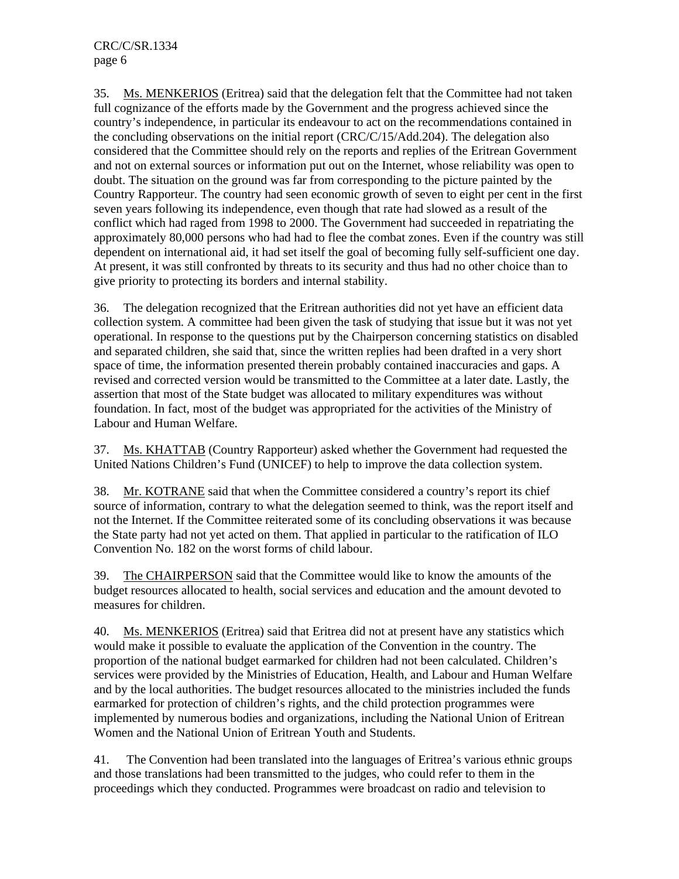35. Ms. MENKERIOS (Eritrea) said that the delegation felt that the Committee had not taken full cognizance of the efforts made by the Government and the progress achieved since the country's independence, in particular its endeavour to act on the recommendations contained in the concluding observations on the initial report (CRC/C/15/Add.204). The delegation also considered that the Committee should rely on the reports and replies of the Eritrean Government and not on external sources or information put out on the Internet, whose reliability was open to doubt. The situation on the ground was far from corresponding to the picture painted by the Country Rapporteur. The country had seen economic growth of seven to eight per cent in the first seven years following its independence, even though that rate had slowed as a result of the conflict which had raged from 1998 to 2000. The Government had succeeded in repatriating the approximately 80,000 persons who had had to flee the combat zones. Even if the country was still dependent on international aid, it had set itself the goal of becoming fully self-sufficient one day. At present, it was still confronted by threats to its security and thus had no other choice than to give priority to protecting its borders and internal stability.

36. The delegation recognized that the Eritrean authorities did not yet have an efficient data collection system. A committee had been given the task of studying that issue but it was not yet operational. In response to the questions put by the Chairperson concerning statistics on disabled and separated children, she said that, since the written replies had been drafted in a very short space of time, the information presented therein probably contained inaccuracies and gaps. A revised and corrected version would be transmitted to the Committee at a later date. Lastly, the assertion that most of the State budget was allocated to military expenditures was without foundation. In fact, most of the budget was appropriated for the activities of the Ministry of Labour and Human Welfare.

37. Ms. KHATTAB (Country Rapporteur) asked whether the Government had requested the United Nations Children's Fund (UNICEF) to help to improve the data collection system.

38. Mr. KOTRANE said that when the Committee considered a country's report its chief source of information, contrary to what the delegation seemed to think, was the report itself and not the Internet. If the Committee reiterated some of its concluding observations it was because the State party had not yet acted on them. That applied in particular to the ratification of ILO Convention No. 182 on the worst forms of child labour.

39. The CHAIRPERSON said that the Committee would like to know the amounts of the budget resources allocated to health, social services and education and the amount devoted to measures for children.

40. Ms. MENKERIOS (Eritrea) said that Eritrea did not at present have any statistics which would make it possible to evaluate the application of the Convention in the country. The proportion of the national budget earmarked for children had not been calculated. Children's services were provided by the Ministries of Education, Health, and Labour and Human Welfare and by the local authorities. The budget resources allocated to the ministries included the funds earmarked for protection of children's rights, and the child protection programmes were implemented by numerous bodies and organizations, including the National Union of Eritrean Women and the National Union of Eritrean Youth and Students.

41. The Convention had been translated into the languages of Eritrea's various ethnic groups and those translations had been transmitted to the judges, who could refer to them in the proceedings which they conducted. Programmes were broadcast on radio and television to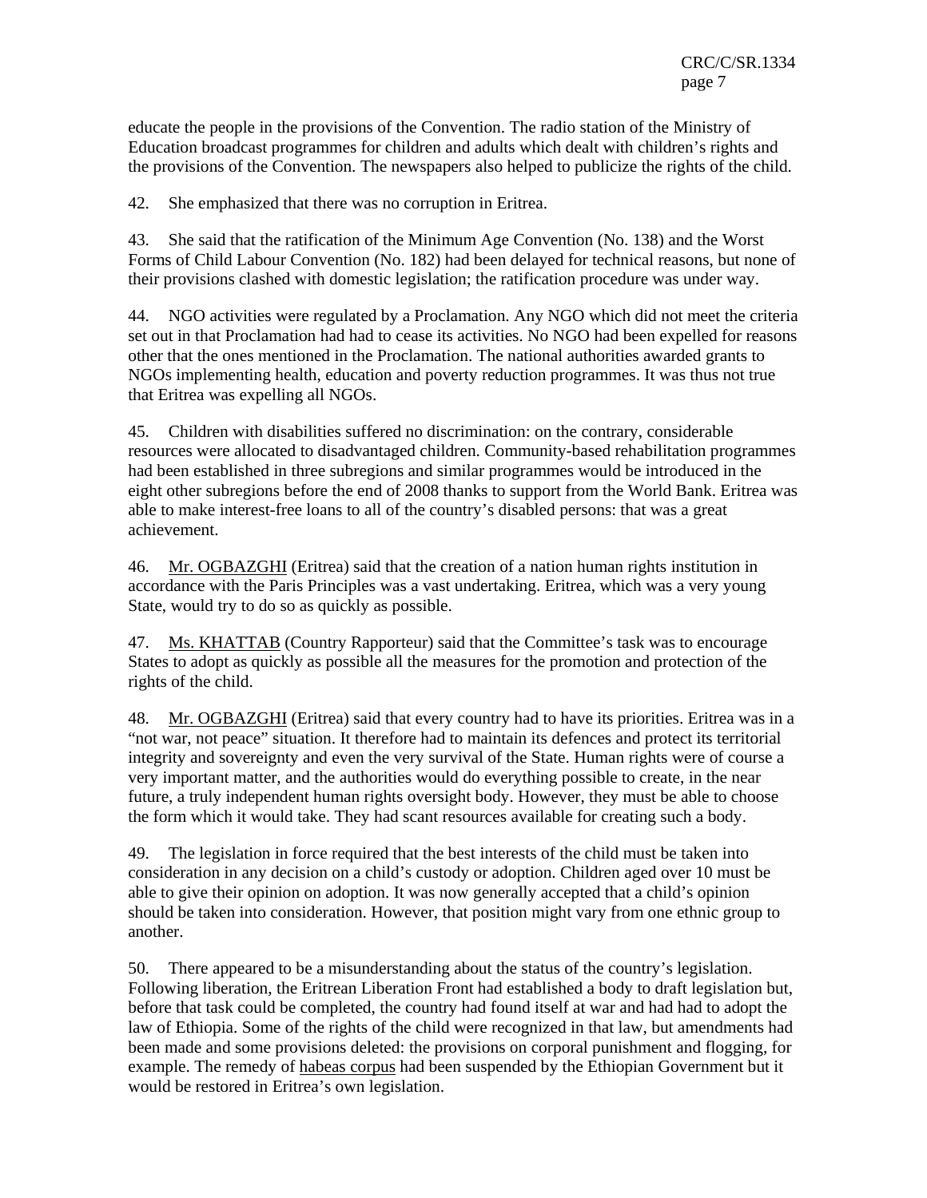educate the people in the provisions of the Convention. The radio station of the Ministry of Education broadcast programmes for children and adults which dealt with children's rights and the provisions of the Convention. The newspapers also helped to publicize the rights of the child.

42. She emphasized that there was no corruption in Eritrea.

43. She said that the ratification of the Minimum Age Convention (No. 138) and the Worst Forms of Child Labour Convention (No. 182) had been delayed for technical reasons, but none of their provisions clashed with domestic legislation; the ratification procedure was under way.

44. NGO activities were regulated by a Proclamation. Any NGO which did not meet the criteria set out in that Proclamation had had to cease its activities. No NGO had been expelled for reasons other that the ones mentioned in the Proclamation. The national authorities awarded grants to NGOs implementing health, education and poverty reduction programmes. It was thus not true that Eritrea was expelling all NGOs.

45. Children with disabilities suffered no discrimination: on the contrary, considerable resources were allocated to disadvantaged children. Community-based rehabilitation programmes had been established in three subregions and similar programmes would be introduced in the eight other subregions before the end of 2008 thanks to support from the World Bank. Eritrea was able to make interest-free loans to all of the country's disabled persons: that was a great achievement.

46. Mr. OGBAZGHI (Eritrea) said that the creation of a nation human rights institution in accordance with the Paris Principles was a vast undertaking. Eritrea, which was a very young State, would try to do so as quickly as possible.

47. Ms. KHATTAB (Country Rapporteur) said that the Committee's task was to encourage States to adopt as quickly as possible all the measures for the promotion and protection of the rights of the child.

48. Mr. OGBAZGHI (Eritrea) said that every country had to have its priorities. Eritrea was in a "not war, not peace" situation. It therefore had to maintain its defences and protect its territorial integrity and sovereignty and even the very survival of the State. Human rights were of course a very important matter, and the authorities would do everything possible to create, in the near future, a truly independent human rights oversight body. However, they must be able to choose the form which it would take. They had scant resources available for creating such a body.

49. The legislation in force required that the best interests of the child must be taken into consideration in any decision on a child's custody or adoption. Children aged over 10 must be able to give their opinion on adoption. It was now generally accepted that a child's opinion should be taken into consideration. However, that position might vary from one ethnic group to another.

50. There appeared to be a misunderstanding about the status of the country's legislation. Following liberation, the Eritrean Liberation Front had established a body to draft legislation but, before that task could be completed, the country had found itself at war and had had to adopt the law of Ethiopia. Some of the rights of the child were recognized in that law, but amendments had been made and some provisions deleted: the provisions on corporal punishment and flogging, for example. The remedy of habeas corpus had been suspended by the Ethiopian Government but it would be restored in Eritrea's own legislation.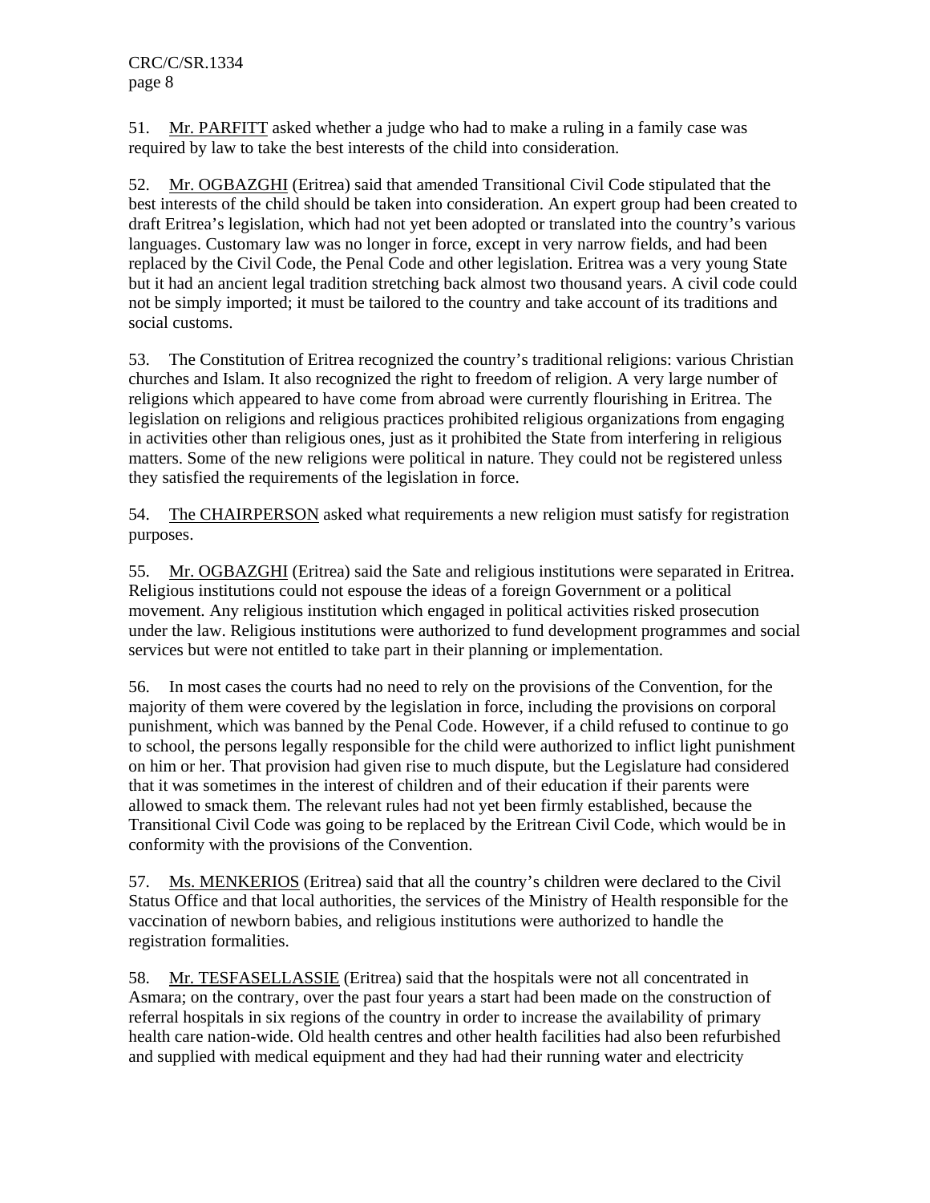51. Mr. PARFITT asked whether a judge who had to make a ruling in a family case was required by law to take the best interests of the child into consideration.

52. Mr. OGBAZGHI (Eritrea) said that amended Transitional Civil Code stipulated that the best interests of the child should be taken into consideration. An expert group had been created to draft Eritrea's legislation, which had not yet been adopted or translated into the country's various languages. Customary law was no longer in force, except in very narrow fields, and had been replaced by the Civil Code, the Penal Code and other legislation. Eritrea was a very young State but it had an ancient legal tradition stretching back almost two thousand years. A civil code could not be simply imported; it must be tailored to the country and take account of its traditions and social customs.

53. The Constitution of Eritrea recognized the country's traditional religions: various Christian churches and Islam. It also recognized the right to freedom of religion. A very large number of religions which appeared to have come from abroad were currently flourishing in Eritrea. The legislation on religions and religious practices prohibited religious organizations from engaging in activities other than religious ones, just as it prohibited the State from interfering in religious matters. Some of the new religions were political in nature. They could not be registered unless they satisfied the requirements of the legislation in force.

54. The CHAIRPERSON asked what requirements a new religion must satisfy for registration purposes.

55. Mr. OGBAZGHI (Eritrea) said the Sate and religious institutions were separated in Eritrea. Religious institutions could not espouse the ideas of a foreign Government or a political movement. Any religious institution which engaged in political activities risked prosecution under the law. Religious institutions were authorized to fund development programmes and social services but were not entitled to take part in their planning or implementation.

56. In most cases the courts had no need to rely on the provisions of the Convention, for the majority of them were covered by the legislation in force, including the provisions on corporal punishment, which was banned by the Penal Code. However, if a child refused to continue to go to school, the persons legally responsible for the child were authorized to inflict light punishment on him or her. That provision had given rise to much dispute, but the Legislature had considered that it was sometimes in the interest of children and of their education if their parents were allowed to smack them. The relevant rules had not yet been firmly established, because the Transitional Civil Code was going to be replaced by the Eritrean Civil Code, which would be in conformity with the provisions of the Convention.

57. Ms. MENKERIOS (Eritrea) said that all the country's children were declared to the Civil Status Office and that local authorities, the services of the Ministry of Health responsible for the vaccination of newborn babies, and religious institutions were authorized to handle the registration formalities.

58. Mr. TESFASELLASSIE (Eritrea) said that the hospitals were not all concentrated in Asmara; on the contrary, over the past four years a start had been made on the construction of referral hospitals in six regions of the country in order to increase the availability of primary health care nation-wide. Old health centres and other health facilities had also been refurbished and supplied with medical equipment and they had had their running water and electricity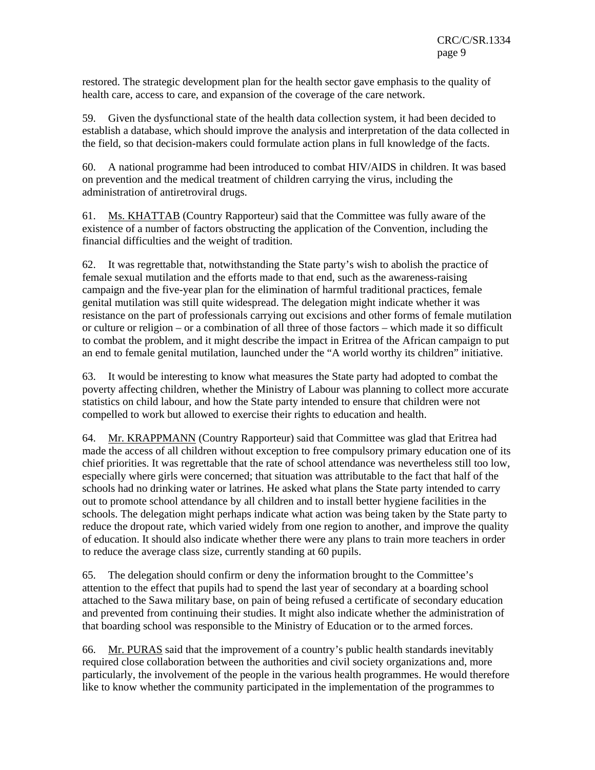restored. The strategic development plan for the health sector gave emphasis to the quality of health care, access to care, and expansion of the coverage of the care network.

59. Given the dysfunctional state of the health data collection system, it had been decided to establish a database, which should improve the analysis and interpretation of the data collected in the field, so that decision-makers could formulate action plans in full knowledge of the facts.

60. A national programme had been introduced to combat HIV/AIDS in children. It was based on prevention and the medical treatment of children carrying the virus, including the administration of antiretroviral drugs.

61. Ms. KHATTAB (Country Rapporteur) said that the Committee was fully aware of the existence of a number of factors obstructing the application of the Convention, including the financial difficulties and the weight of tradition.

62. It was regrettable that, notwithstanding the State party's wish to abolish the practice of female sexual mutilation and the efforts made to that end, such as the awareness-raising campaign and the five-year plan for the elimination of harmful traditional practices, female genital mutilation was still quite widespread. The delegation might indicate whether it was resistance on the part of professionals carrying out excisions and other forms of female mutilation or culture or religion – or a combination of all three of those factors – which made it so difficult to combat the problem, and it might describe the impact in Eritrea of the African campaign to put an end to female genital mutilation, launched under the "A world worthy its children" initiative.

63. It would be interesting to know what measures the State party had adopted to combat the poverty affecting children, whether the Ministry of Labour was planning to collect more accurate statistics on child labour, and how the State party intended to ensure that children were not compelled to work but allowed to exercise their rights to education and health.

64. Mr. KRAPPMANN (Country Rapporteur) said that Committee was glad that Eritrea had made the access of all children without exception to free compulsory primary education one of its chief priorities. It was regrettable that the rate of school attendance was nevertheless still too low, especially where girls were concerned; that situation was attributable to the fact that half of the schools had no drinking water or latrines. He asked what plans the State party intended to carry out to promote school attendance by all children and to install better hygiene facilities in the schools. The delegation might perhaps indicate what action was being taken by the State party to reduce the dropout rate, which varied widely from one region to another, and improve the quality of education. It should also indicate whether there were any plans to train more teachers in order to reduce the average class size, currently standing at 60 pupils.

65. The delegation should confirm or deny the information brought to the Committee's attention to the effect that pupils had to spend the last year of secondary at a boarding school attached to the Sawa military base, on pain of being refused a certificate of secondary education and prevented from continuing their studies. It might also indicate whether the administration of that boarding school was responsible to the Ministry of Education or to the armed forces.

66. Mr. PURAS said that the improvement of a country's public health standards inevitably required close collaboration between the authorities and civil society organizations and, more particularly, the involvement of the people in the various health programmes. He would therefore like to know whether the community participated in the implementation of the programmes to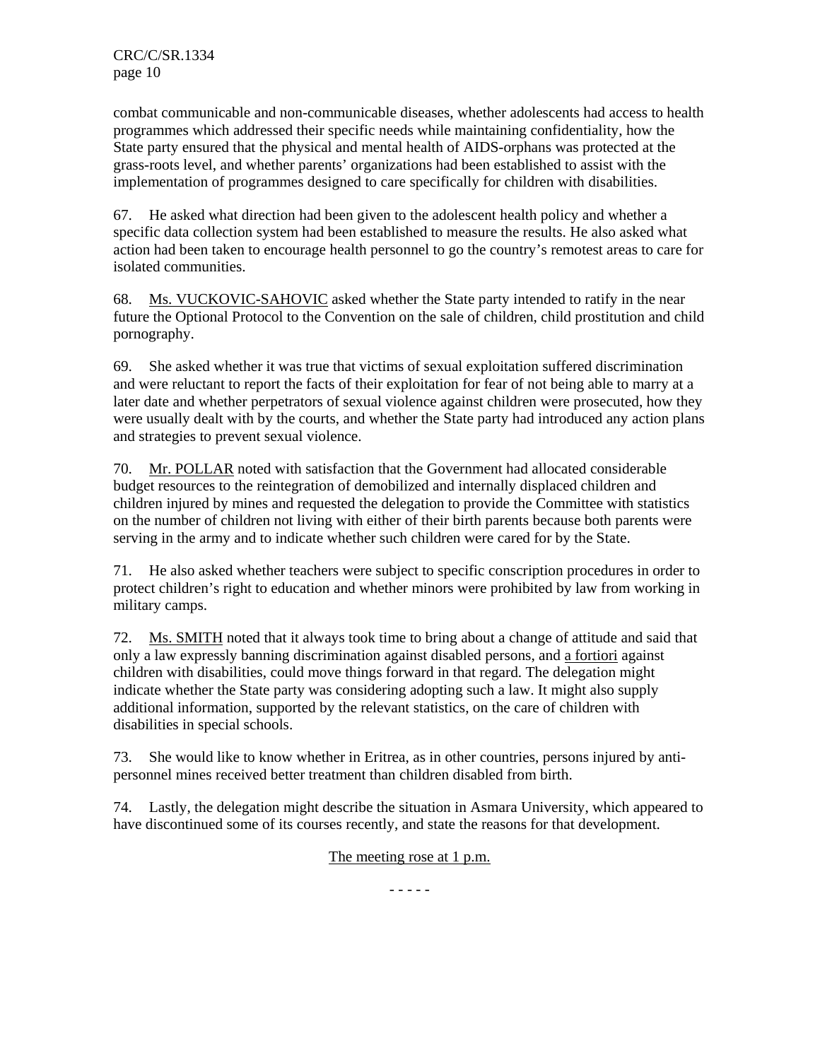combat communicable and non-communicable diseases, whether adolescents had access to health programmes which addressed their specific needs while maintaining confidentiality, how the State party ensured that the physical and mental health of AIDS-orphans was protected at the grass-roots level, and whether parents' organizations had been established to assist with the implementation of programmes designed to care specifically for children with disabilities.

67. He asked what direction had been given to the adolescent health policy and whether a specific data collection system had been established to measure the results. He also asked what action had been taken to encourage health personnel to go the country's remotest areas to care for isolated communities.

68. Ms. VUCKOVIC-SAHOVIC asked whether the State party intended to ratify in the near future the Optional Protocol to the Convention on the sale of children, child prostitution and child pornography.

69. She asked whether it was true that victims of sexual exploitation suffered discrimination and were reluctant to report the facts of their exploitation for fear of not being able to marry at a later date and whether perpetrators of sexual violence against children were prosecuted, how they were usually dealt with by the courts, and whether the State party had introduced any action plans and strategies to prevent sexual violence.

70. Mr. POLLAR noted with satisfaction that the Government had allocated considerable budget resources to the reintegration of demobilized and internally displaced children and children injured by mines and requested the delegation to provide the Committee with statistics on the number of children not living with either of their birth parents because both parents were serving in the army and to indicate whether such children were cared for by the State.

71. He also asked whether teachers were subject to specific conscription procedures in order to protect children's right to education and whether minors were prohibited by law from working in military camps.

72. Ms. SMITH noted that it always took time to bring about a change of attitude and said that only a law expressly banning discrimination against disabled persons, and *a fortiori* against children with disabilities, could move things forward in that regard. The delegation might indicate whether the State party was considering adopting such a law. It might also supply additional information, supported by the relevant statistics, on the care of children with disabilities in special schools.

73. She would like to know whether in Eritrea, as in other countries, persons injured by anti-personnel mines received better treatment than children disabled from birth.

74. Lastly, the delegation might describe the situation in Asmara University, which appeared to have discontinued some of its courses recently, and state the reasons for that development.

The meeting rose at 1 p.m.

- - - - -